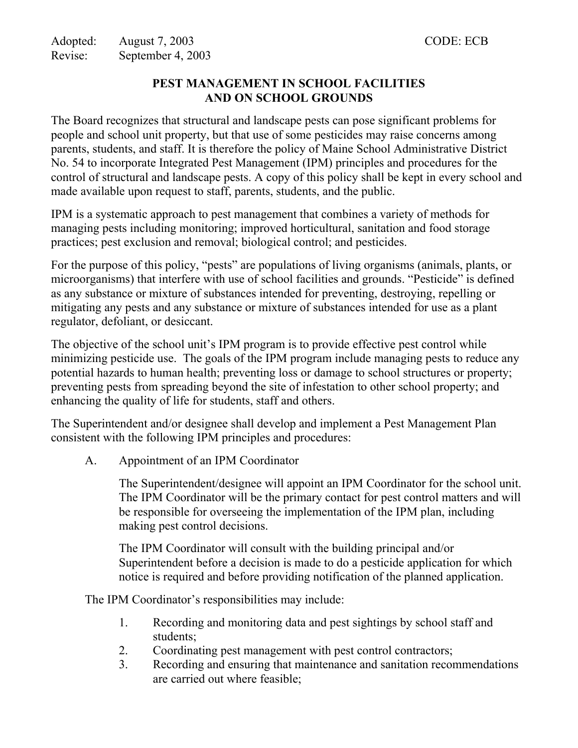Adopted: August 7, 2003 CODE: ECB
Revise: September 4, 2003

# PEST MANAGEMENT IN SCHOOL FACILITIES AND ON SCHOOL GROUNDS

The Board recognizes that structural and landscape pests can pose significant problems for people and school unit property, but that use of some pesticides may raise concerns among parents, students, and staff. It is therefore the policy of Maine School Administrative District No. 54 to incorporate Integrated Pest Management (IPM) principles and procedures for the control of structural and landscape pests. A copy of this policy shall be kept in every school and made available upon request to staff, parents, students, and the public.

IPM is a systematic approach to pest management that combines a variety of methods for managing pests including monitoring; improved horticultural, sanitation and food storage practices; pest exclusion and removal; biological control; and pesticides.

For the purpose of this policy, "pests" are populations of living organisms (animals, plants, or microorganisms) that interfere with use of school facilities and grounds. "Pesticide" is defined as any substance or mixture of substances intended for preventing, destroying, repelling or mitigating any pests and any substance or mixture of substances intended for use as a plant regulator, defoliant, or desiccant.

The objective of the school unit's IPM program is to provide effective pest control while minimizing pesticide use. The goals of the IPM program include managing pests to reduce any potential hazards to human health; preventing loss or damage to school structures or property; preventing pests from spreading beyond the site of infestation to other school property; and enhancing the quality of life for students, staff and others.

The Superintendent and/or designee shall develop and implement a Pest Management Plan consistent with the following IPM principles and procedures:

A. Appointment of an IPM Coordinator

The Superintendent/designee will appoint an IPM Coordinator for the school unit. The IPM Coordinator will be the primary contact for pest control matters and will be responsible for overseeing the implementation of the IPM plan, including making pest control decisions.

The IPM Coordinator will consult with the building principal and/or Superintendent before a decision is made to do a pesticide application for which notice is required and before providing notification of the planned application.

The IPM Coordinator's responsibilities may include:

1. Recording and monitoring data and pest sightings by school staff and students;
2. Coordinating pest management with pest control contractors;
3. Recording and ensuring that maintenance and sanitation recommendations are carried out where feasible;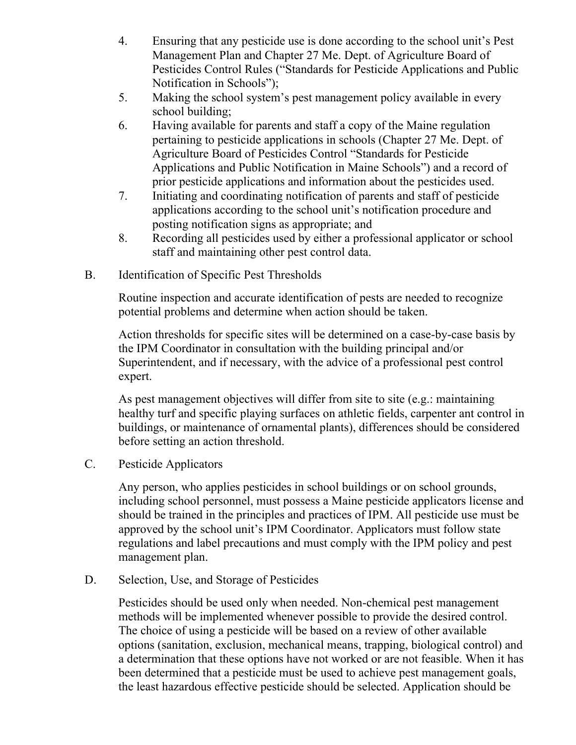4. Ensuring that any pesticide use is done according to the school unit's Pest Management Plan and Chapter 27 Me. Dept. of Agriculture Board of Pesticides Control Rules ("Standards for Pesticide Applications and Public Notification in Schools");
5. Making the school system's pest management policy available in every school building;
6. Having available for parents and staff a copy of the Maine regulation pertaining to pesticide applications in schools (Chapter 27 Me. Dept. of Agriculture Board of Pesticides Control "Standards for Pesticide Applications and Public Notification in Maine Schools") and a record of prior pesticide applications and information about the pesticides used.
7. Initiating and coordinating notification of parents and staff of pesticide applications according to the school unit's notification procedure and posting notification signs as appropriate; and
8. Recording all pesticides used by either a professional applicator or school staff and maintaining other pest control data.

B. Identification of Specific Pest Thresholds

Routine inspection and accurate identification of pests are needed to recognize potential problems and determine when action should be taken.

Action thresholds for specific sites will be determined on a case-by-case basis by the IPM Coordinator in consultation with the building principal and/or Superintendent, and if necessary, with the advice of a professional pest control expert.

As pest management objectives will differ from site to site (e.g.: maintaining healthy turf and specific playing surfaces on athletic fields, carpenter ant control in buildings, or maintenance of ornamental plants), differences should be considered before setting an action threshold.

C. Pesticide Applicators

Any person, who applies pesticides in school buildings or on school grounds, including school personnel, must possess a Maine pesticide applicators license and should be trained in the principles and practices of IPM. All pesticide use must be approved by the school unit's IPM Coordinator. Applicators must follow state regulations and label precautions and must comply with the IPM policy and pest management plan.

D. Selection, Use, and Storage of Pesticides

Pesticides should be used only when needed. Non-chemical pest management methods will be implemented whenever possible to provide the desired control. The choice of using a pesticide will be based on a review of other available options (sanitation, exclusion, mechanical means, trapping, biological control) and a determination that these options have not worked or are not feasible. When it has been determined that a pesticide must be used to achieve pest management goals, the least hazardous effective pesticide should be selected. Application should be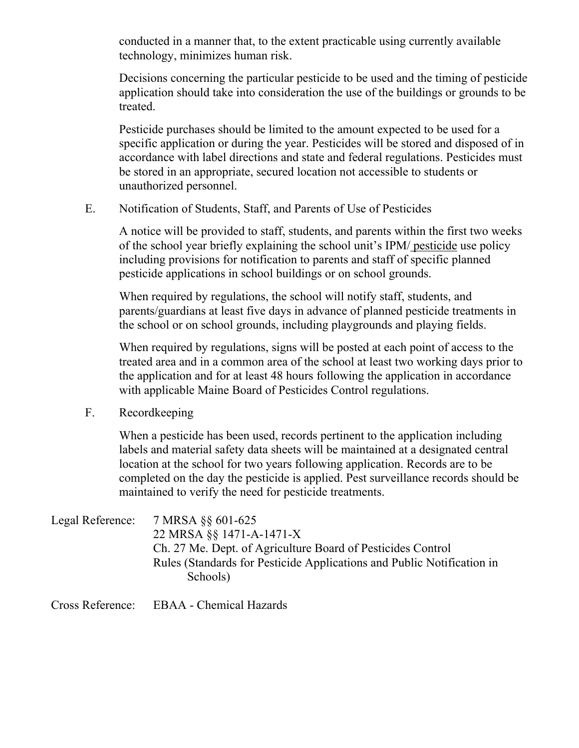conducted in a manner that, to the extent practicable using currently available technology, minimizes human risk.

Decisions concerning the particular pesticide to be used and the timing of pesticide application should take into consideration the use of the buildings or grounds to be treated.

Pesticide purchases should be limited to the amount expected to be used for a specific application or during the year. Pesticides will be stored and disposed of in accordance with label directions and state and federal regulations. Pesticides must be stored in an appropriate, secured location not accessible to students or unauthorized personnel.

E. Notification of Students, Staff, and Parents of Use of Pesticides

A notice will be provided to staff, students, and parents within the first two weeks of the school year briefly explaining the school unit's IPM/ pesticide use policy including provisions for notification to parents and staff of specific planned pesticide applications in school buildings or on school grounds.

When required by regulations, the school will notify staff, students, and parents/guardians at least five days in advance of planned pesticide treatments in the school or on school grounds, including playgrounds and playing fields.

When required by regulations, signs will be posted at each point of access to the treated area and in a common area of the school at least two working days prior to the application and for at least 48 hours following the application in accordance with applicable Maine Board of Pesticides Control regulations.

F. Recordkeeping

When a pesticide has been used, records pertinent to the application including labels and material safety data sheets will be maintained at a designated central location at the school for two years following application. Records are to be completed on the day the pesticide is applied. Pest surveillance records should be maintained to verify the need for pesticide treatments.

Legal Reference: 7 MRSA §§ 601-625
22 MRSA §§ 1471-A-1471-X
Ch. 27 Me. Dept. of Agriculture Board of Pesticides Control Rules (Standards for Pesticide Applications and Public Notification in Schools)

Cross Reference: EBAA - Chemical Hazards